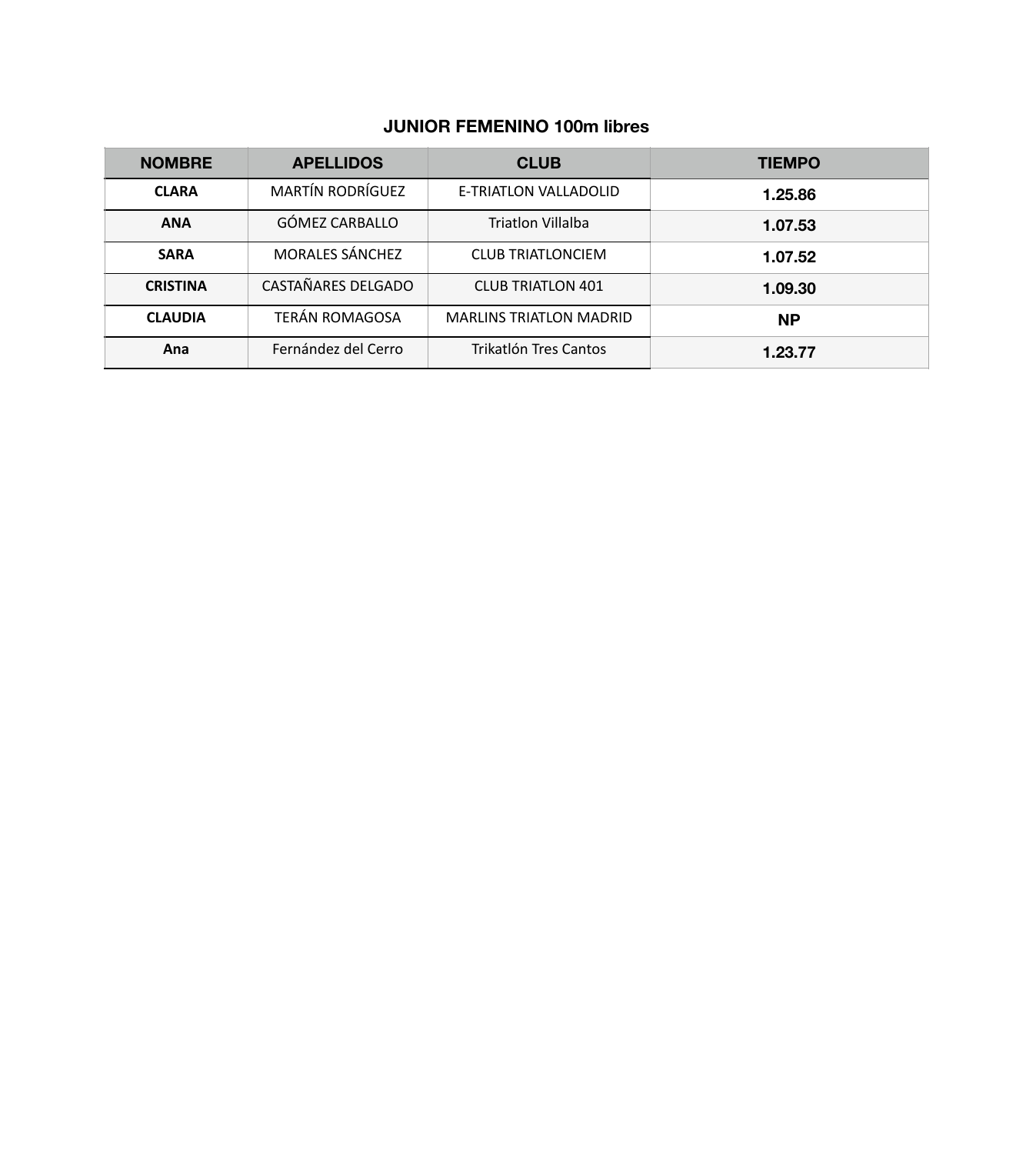## JUNIOR FEMENINO 100m libres

| NOMBRE | APELLIDOS | CLUB | TIEMPO |
|---|---|---|---|
| **CLARA** | MARTÍN RODRÍGUEZ | E-TRIATLON VALLADOLID | **1.25.86** |
| **ANA** | GÓMEZ CARBALLO | Triatlon Villalba | **1.07.53** |
| **SARA** | MORALES SÁNCHEZ | CLUB TRIATLONCIEM | **1.07.52** |
| **CRISTINA** | CASTAÑARES DELGADO | CLUB TRIATLON 401 | **1.09.30** |
| **CLAUDIA** | TERÁN ROMAGOSA | MARLINS TRIATLON MADRID | **NP** |
| **Ana** | Fernández del Cerro | Trikatlón Tres Cantos | **1.23.77** |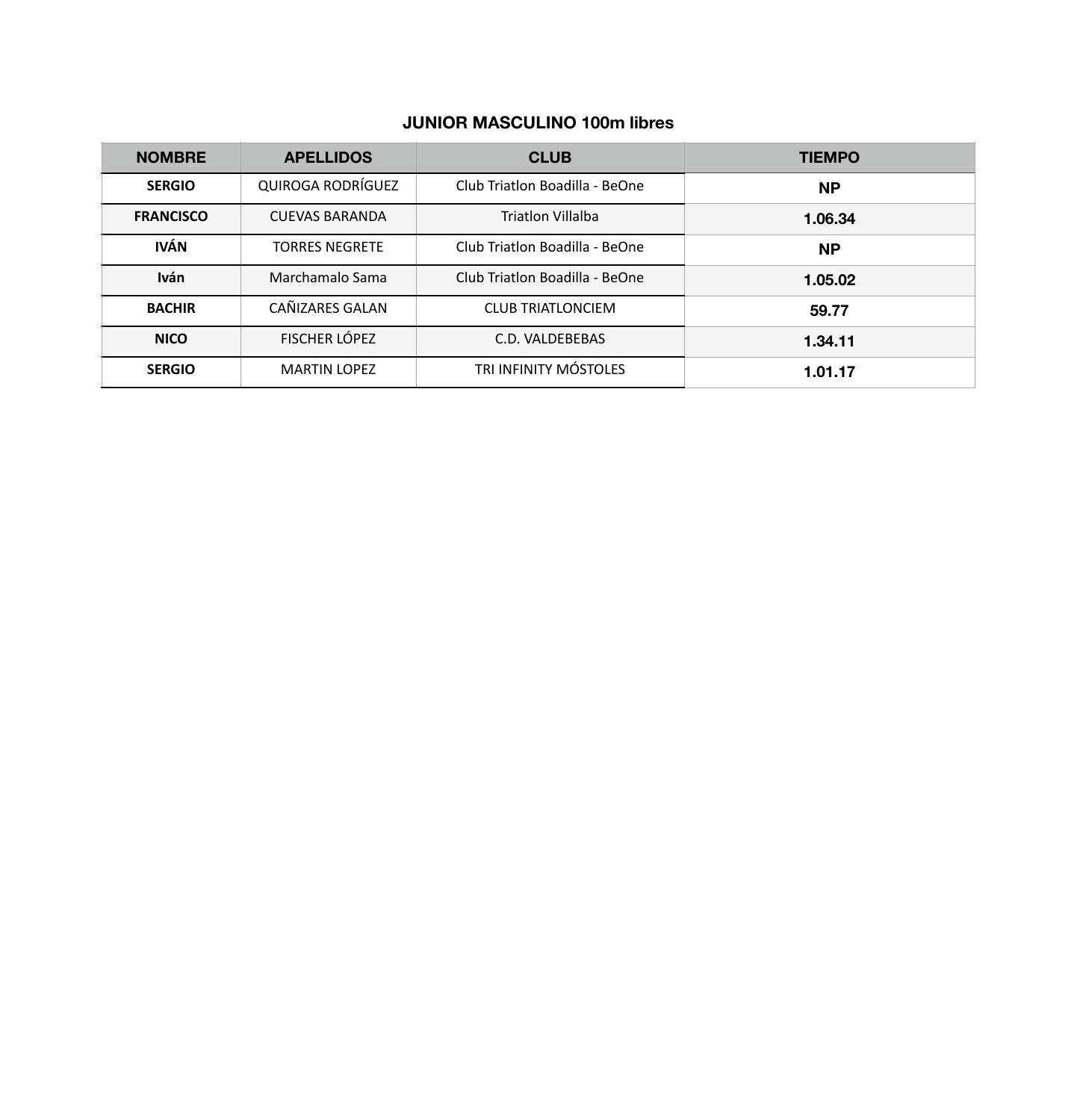## JUNIOR MASCULINO 100m libres

| NOMBRE | APELLIDOS | CLUB | TIEMPO |
|---|---|---|---|
| **SERGIO** | QUIROGA RODRÍGUEZ | Club Triatlon Boadilla - BeOne | **NP** |
| **FRANCISCO** | CUEVAS BARANDA | Triatlon Villalba | **1.06.34** |
| **IVÁN** | TORRES NEGRETE | Club Triatlon Boadilla - BeOne | **NP** |
| **Iván** | Marchamalo Sama | Club Triatlon Boadilla - BeOne | **1.05.02** |
| **BACHIR** | CAÑIZARES GALAN | CLUB TRIATLONCIEM | **59.77** |
| **NICO** | FISCHER LÓPEZ | C.D. VALDEBEBAS | **1.34.11** |
| **SERGIO** | MARTIN LOPEZ | TRI INFINITY MÓSTOLES | **1.01.17** |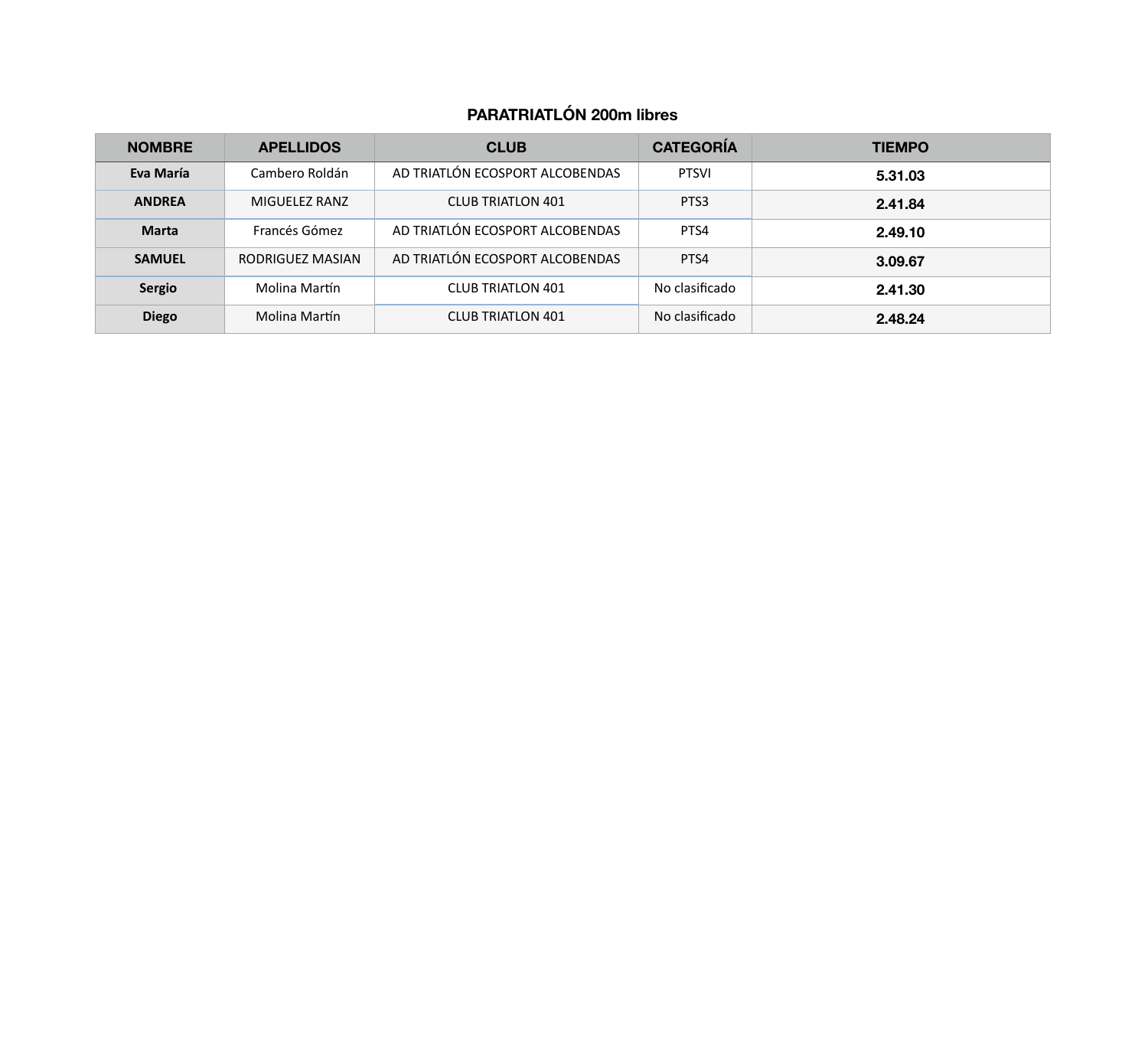## PARATRIATLÓN 200m libres

| NOMBRE | APELLIDOS | CLUB | CATEGORÍA | TIEMPO |
|---|---|---|---|---|
| **Eva María** | Cambero Roldán | AD TRIATLÓN ECOSPORT ALCOBENDAS | PTSVI | **5.31.03** |
| **ANDREA** | MIGUELEZ RANZ | CLUB TRIATLON 401 | PTS3 | **2.41.84** |
| **Marta** | Francés Gómez | AD TRIATLÓN ECOSPORT ALCOBENDAS | PTS4 | **2.49.10** |
| **SAMUEL** | RODRIGUEZ MASIAN | AD TRIATLÓN ECOSPORT ALCOBENDAS | PTS4 | **3.09.67** |
| **Sergio** | Molina Martín | CLUB TRIATLON 401 | No clasificado | **2.41.30** |
| **Diego** | Molina Martín | CLUB TRIATLON 401 | No clasificado | **2.48.24** |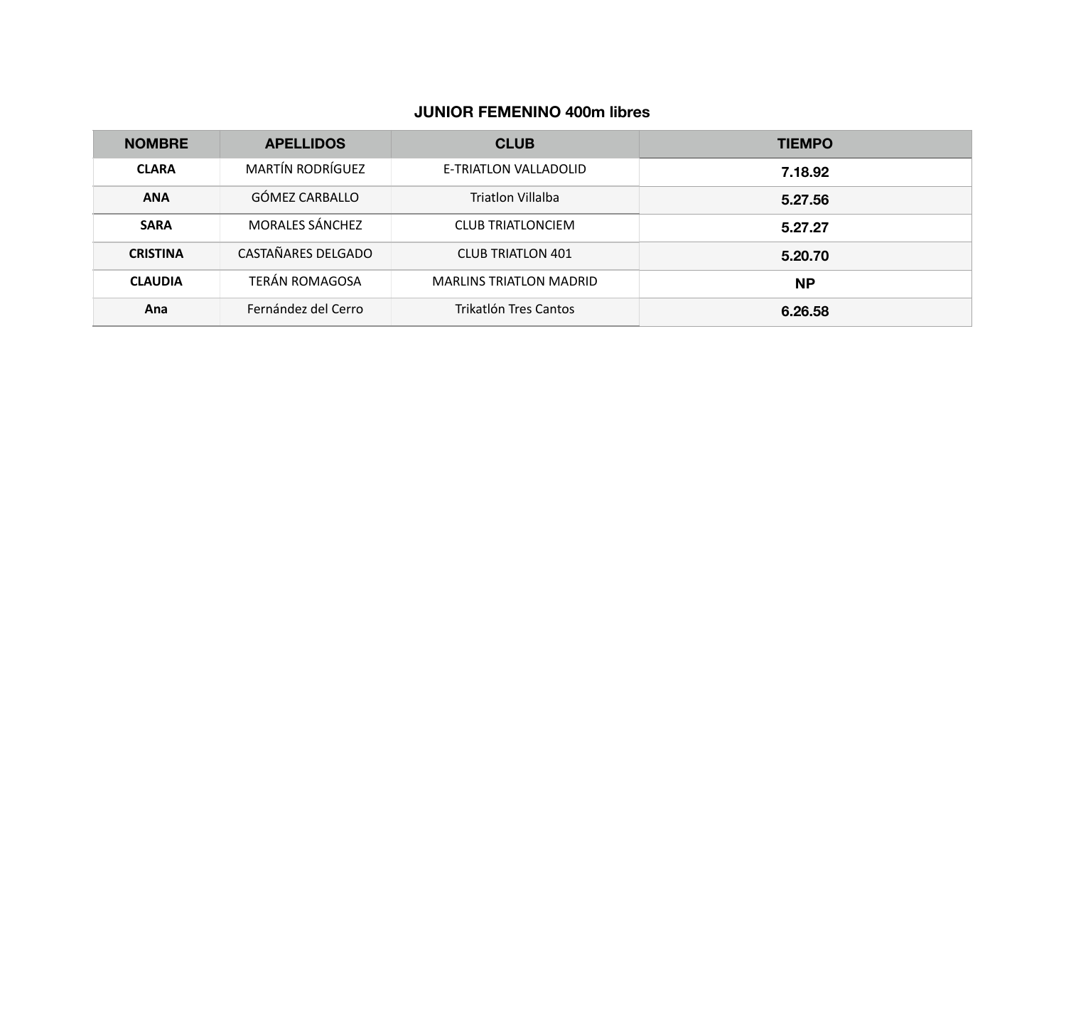## JUNIOR FEMENINO 400m libres

| NOMBRE | APELLIDOS | CLUB | TIEMPO |
|---|---|---|---|
| **CLARA** | MARTÍN RODRÍGUEZ | E-TRIATLON VALLADOLID | **7.18.92** |
| **ANA** | GÓMEZ CARBALLO | Triatlon Villalba | **5.27.56** |
| **SARA** | MORALES SÁNCHEZ | CLUB TRIATLONCIEM | **5.27.27** |
| **CRISTINA** | CASTAÑARES DELGADO | CLUB TRIATLON 401 | **5.20.70** |
| **CLAUDIA** | TERÁN ROMAGOSA | MARLINS TRIATLON MADRID | **NP** |
| **Ana** | Fernández del Cerro | Trikatlón Tres Cantos | **6.26.58** |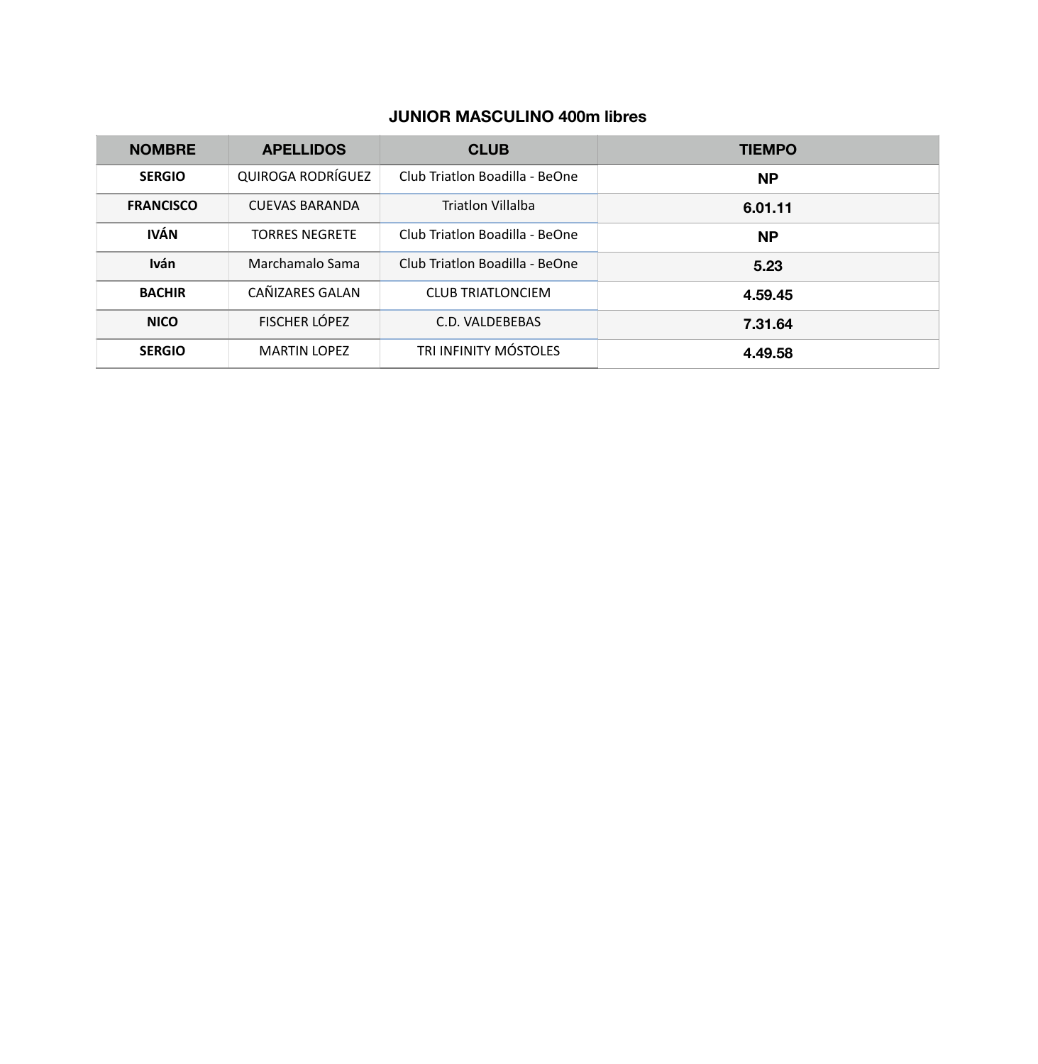**JUNIOR MASCULINO 400m libres**

| NOMBRE | APELLIDOS | CLUB | TIEMPO |
|---|---|---|---|
| **SERGIO** | QUIROGA RODRÍGUEZ | Club Triatlon Boadilla - BeOne | **NP** |
| **FRANCISCO** | CUEVAS BARANDA | Triatlon Villalba | **6.01.11** |
| **IVÁN** | TORRES NEGRETE | Club Triatlon Boadilla - BeOne | **NP** |
| **Iván** | Marchamalo Sama | Club Triatlon Boadilla - BeOne | **5.23** |
| **BACHIR** | CAÑIZARES GALAN | CLUB TRIATLONCIEM | **4.59.45** |
| **NICO** | FISCHER LÓPEZ | C.D. VALDEBEBAS | **7.31.64** |
| **SERGIO** | MARTIN LOPEZ | TRI INFINITY MÓSTOLES | **4.49.58** |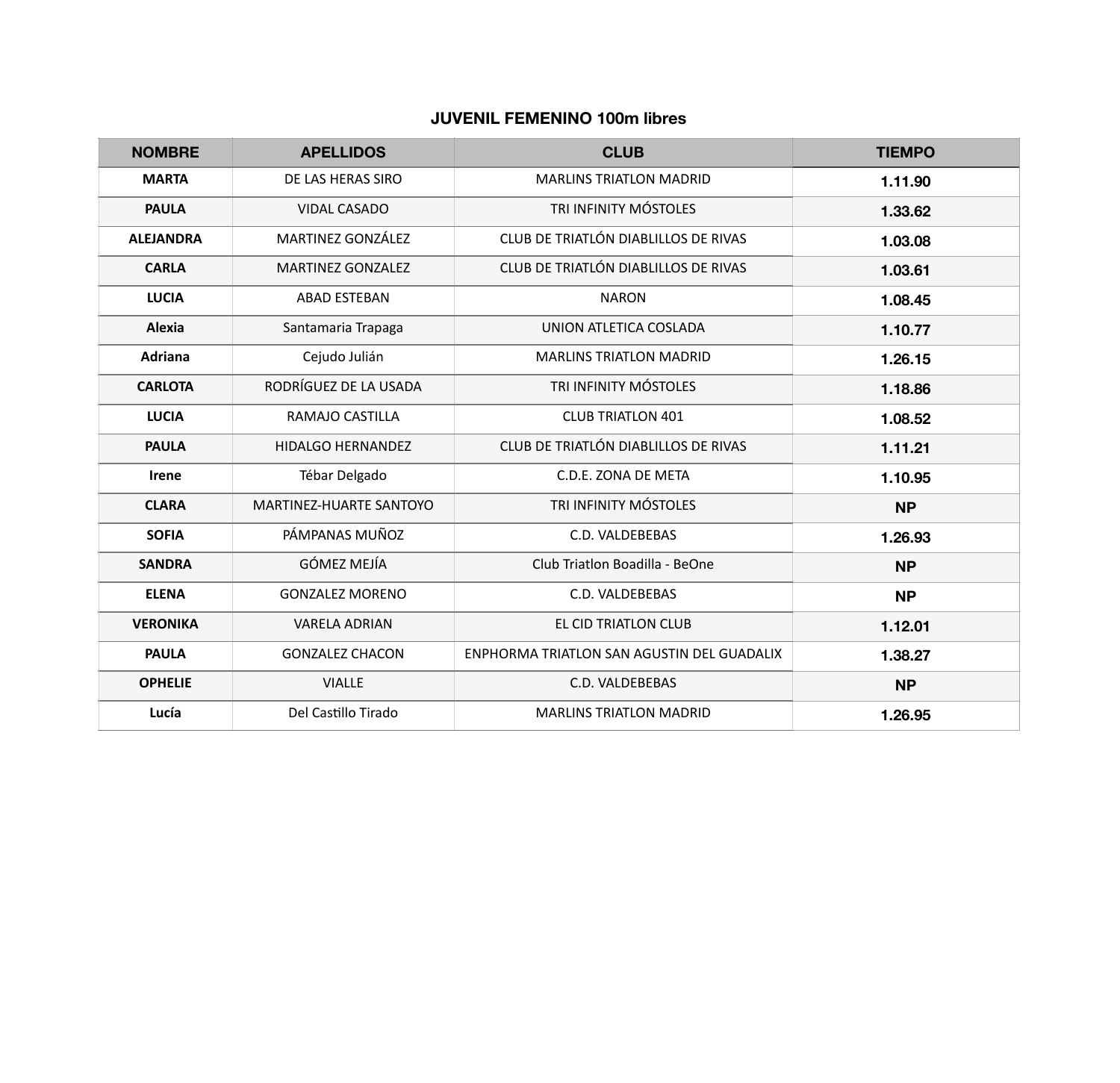## JUVENIL FEMENINO 100m libres

| NOMBRE | APELLIDOS | CLUB | TIEMPO |
|---|---|---|---|
| MARTA | DE LAS HERAS SIRO | MARLINS TRIATLON MADRID | 1.11.90 |
| PAULA | VIDAL CASADO | TRI INFINITY MÓSTOLES | 1.33.62 |
| ALEJANDRA | MARTINEZ GONZÁLEZ | CLUB DE TRIATLÓN DIABLILLOS DE RIVAS | 1.03.08 |
| CARLA | MARTINEZ GONZALEZ | CLUB DE TRIATLÓN DIABLILLOS DE RIVAS | 1.03.61 |
| LUCIA | ABAD ESTEBAN | NARON | 1.08.45 |
| Alexia | Santamaria Trapaga | UNION ATLETICA COSLADA | 1.10.77 |
| Adriana | Cejudo Julián | MARLINS TRIATLON MADRID | 1.26.15 |
| CARLOTA | RODRÍGUEZ DE LA USADA | TRI INFINITY MÓSTOLES | 1.18.86 |
| LUCIA | RAMAJO CASTILLA | CLUB TRIATLON 401 | 1.08.52 |
| PAULA | HIDALGO HERNANDEZ | CLUB DE TRIATLÓN DIABLILLOS DE RIVAS | 1.11.21 |
| Irene | Tébar Delgado | C.D.E. ZONA DE META | 1.10.95 |
| CLARA | MARTINEZ-HUARTE SANTOYO | TRI INFINITY MÓSTOLES | NP |
| SOFIA | PÁMPANAS MUÑOZ | C.D. VALDEBEBAS | 1.26.93 |
| SANDRA | GÓMEZ MEJÍA | Club Triatlon Boadilla - BeOne | NP |
| ELENA | GONZALEZ MORENO | C.D. VALDEBEBAS | NP |
| VERONIKA | VARELA ADRIAN | EL CID TRIATLON CLUB | 1.12.01 |
| PAULA | GONZALEZ CHACON | ENPHORMA TRIATLON SAN AGUSTIN DEL GUADALIX | 1.38.27 |
| OPHELIE | VIALLE | C.D. VALDEBEBAS | NP |
| Lucía | Del Castillo Tirado | MARLINS TRIATLON MADRID | 1.26.95 |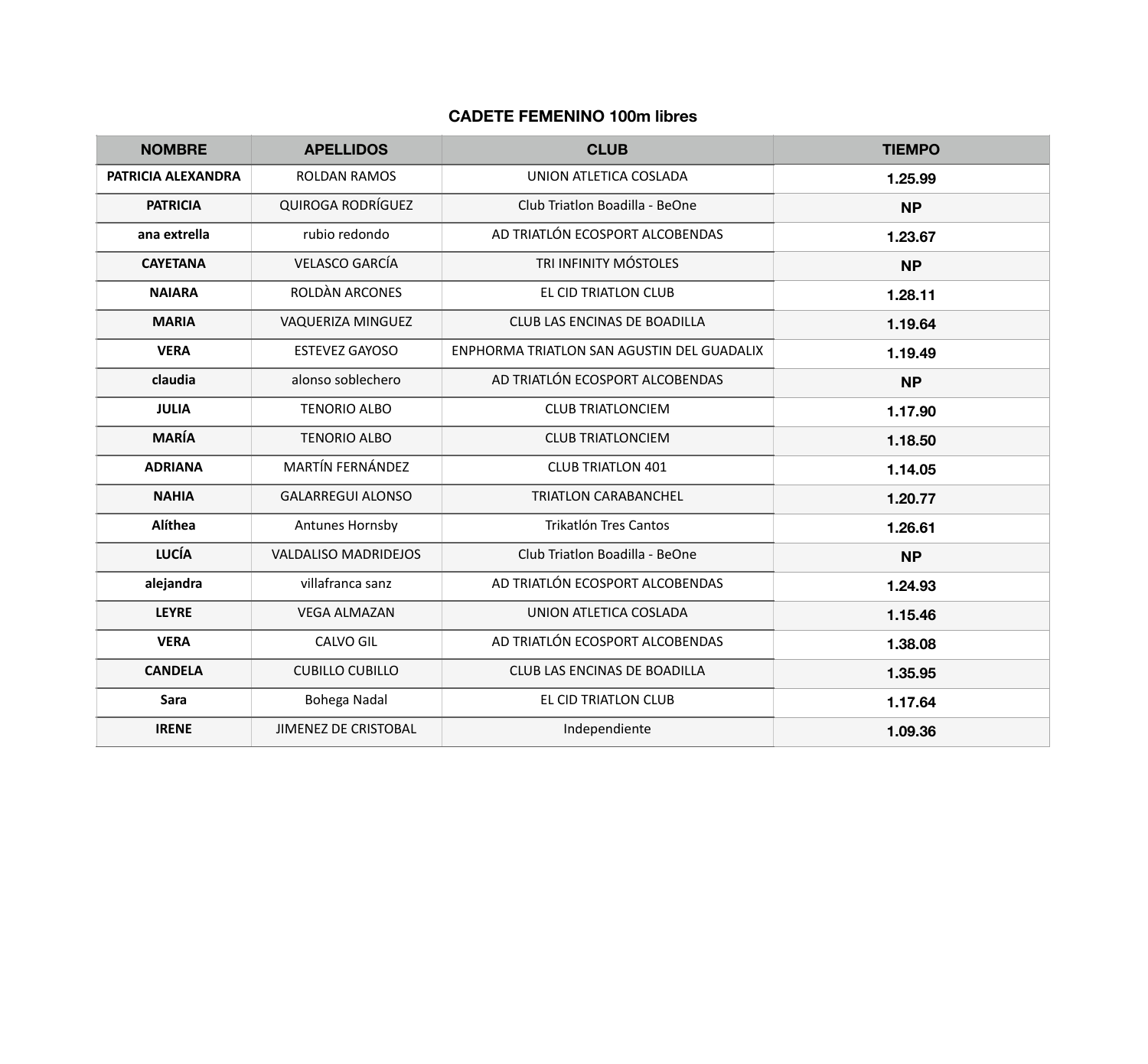### CADETE FEMENINO 100m libres

| NOMBRE | APELLIDOS | CLUB | TIEMPO |
|---|---|---|---|
| **PATRICIA ALEXANDRA** | ROLDAN RAMOS | UNION ATLETICA COSLADA | 1.25.99 |
| **PATRICIA** | QUIROGA RODRÍGUEZ | Club Triatlon Boadilla - BeOne | NP |
| **ana extrella** | rubio redondo | AD TRIATLÓN ECOSPORT ALCOBENDAS | 1.23.67 |
| **CAYETANA** | VELASCO GARCÍA | TRI INFINITY MÓSTOLES | NP |
| **NAIARA** | ROLDÀN ARCONES | EL CID TRIATLON CLUB | 1.28.11 |
| **MARIA** | VAQUERIZA MINGUEZ | CLUB LAS ENCINAS DE BOADILLA | 1.19.64 |
| **VERA** | ESTEVEZ GAYOSO | ENPHORMA TRIATLON SAN AGUSTIN DEL GUADALIX | 1.19.49 |
| **claudia** | alonso soblechero | AD TRIATLÓN ECOSPORT ALCOBENDAS | NP |
| **JULIA** | TENORIO ALBO | CLUB TRIATLONCIEM | 1.17.90 |
| **MARÍA** | TENORIO ALBO | CLUB TRIATLONCIEM | 1.18.50 |
| **ADRIANA** | MARTÍN FERNÁNDEZ | CLUB TRIATLON 401 | 1.14.05 |
| **NAHIA** | GALARREGUI ALONSO | TRIATLON CARABANCHEL | 1.20.77 |
| **Alíthea** | Antunes Hornsby | Trikatlón Tres Cantos | 1.26.61 |
| **LUCÍA** | VALDALISO MADRIDEJOS | Club Triatlon Boadilla - BeOne | NP |
| **alejandra** | villafranca sanz | AD TRIATLÓN ECOSPORT ALCOBENDAS | 1.24.93 |
| **LEYRE** | VEGA ALMAZAN | UNION ATLETICA COSLADA | 1.15.46 |
| **VERA** | CALVO GIL | AD TRIATLÓN ECOSPORT ALCOBENDAS | 1.38.08 |
| **CANDELA** | CUBILLO CUBILLO | CLUB LAS ENCINAS DE BOADILLA | 1.35.95 |
| **Sara** | Bohega Nadal | EL CID TRIATLON CLUB | 1.17.64 |
| **IRENE** | JIMENEZ DE CRISTOBAL | Independiente | 1.09.36 |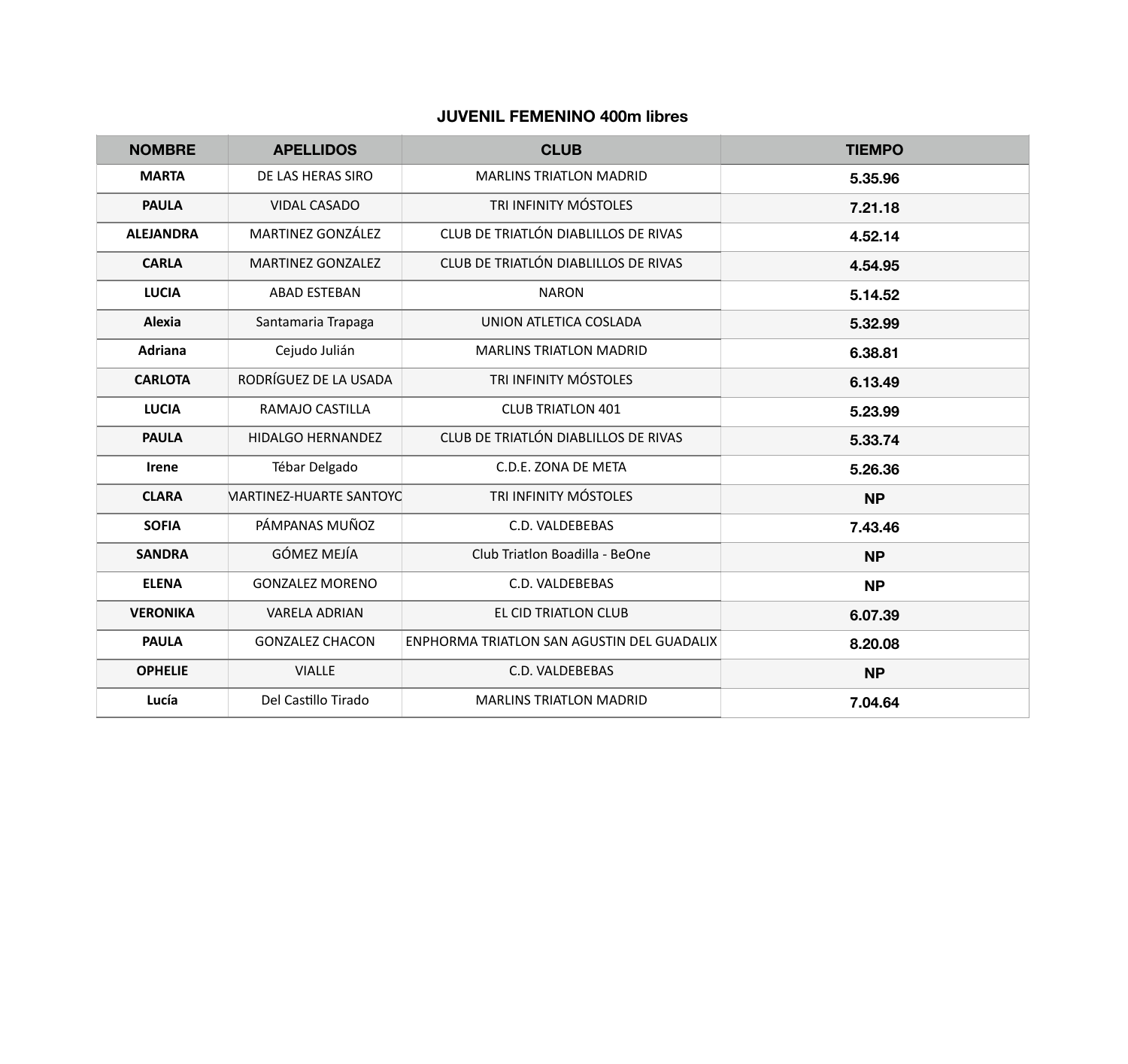### JUVENIL FEMENINO 400m libres

| NOMBRE | APELLIDOS | CLUB | TIEMPO |
|---|---|---|---|
| **MARTA** | DE LAS HERAS SIRO | MARLINS TRIATLON MADRID | **5.35.96** |
| **PAULA** | VIDAL CASADO | TRI INFINITY MÓSTOLES | **7.21.18** |
| **ALEJANDRA** | MARTINEZ GONZÁLEZ | CLUB DE TRIATLÓN DIABLILLOS DE RIVAS | **4.52.14** |
| **CARLA** | MARTINEZ GONZALEZ | CLUB DE TRIATLÓN DIABLILLOS DE RIVAS | **4.54.95** |
| **LUCIA** | ABAD ESTEBAN | NARON | **5.14.52** |
| **Alexia** | Santamaria Trapaga | UNION ATLETICA COSLADA | **5.32.99** |
| **Adriana** | Cejudo Julián | MARLINS TRIATLON MADRID | **6.38.81** |
| **CARLOTA** | RODRÍGUEZ DE LA USADA | TRI INFINITY MÓSTOLES | **6.13.49** |
| **LUCIA** | RAMAJO CASTILLA | CLUB TRIATLON 401 | **5.23.99** |
| **PAULA** | HIDALGO HERNANDEZ | CLUB DE TRIATLÓN DIABLILLOS DE RIVAS | **5.33.74** |
| **Irene** | Tébar Delgado | C.D.E. ZONA DE META | **5.26.36** |
| **CLARA** | MARTINEZ-HUARTE SANTOYO | TRI INFINITY MÓSTOLES | **NP** |
| **SOFIA** | PÁMPANAS MUÑOZ | C.D. VALDEBEBAS | **7.43.46** |
| **SANDRA** | GÓMEZ MEJÍA | Club Triatlon Boadilla - BeOne | **NP** |
| **ELENA** | GONZALEZ MORENO | C.D. VALDEBEBAS | **NP** |
| **VERONIKA** | VARELA ADRIAN | EL CID TRIATLON CLUB | **6.07.39** |
| **PAULA** | GONZALEZ CHACON | ENPHORMA TRIATLON SAN AGUSTIN DEL GUADALIX | **8.20.08** |
| **OPHELIE** | VIALLE | C.D. VALDEBEBAS | **NP** |
| **Lucía** | Del Castillo Tirado | MARLINS TRIATLON MADRID | **7.04.64** |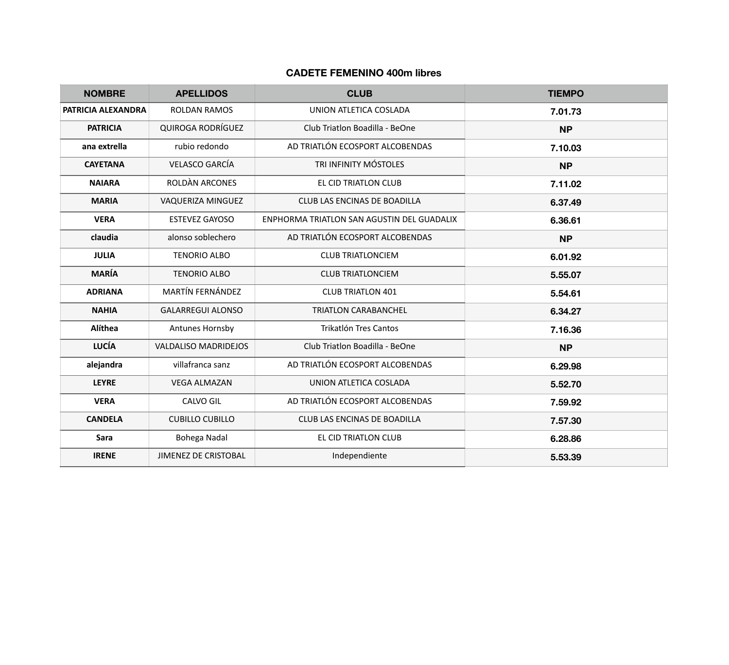## CADETE FEMENINO 400m libres

| NOMBRE | APELLIDOS | CLUB | TIEMPO |
| --- | --- | --- | --- |
| **PATRICIA ALEXANDRA** | ROLDAN RAMOS | UNION ATLETICA COSLADA | **7.01.73** |
| **PATRICIA** | QUIROGA RODRÍGUEZ | Club Triatlon Boadilla - BeOne | **NP** |
| **ana extrella** | rubio redondo | AD TRIATLÓN ECOSPORT ALCOBENDAS | **7.10.03** |
| **CAYETANA** | VELASCO GARCÍA | TRI INFINITY MÓSTOLES | **NP** |
| **NAIARA** | ROLDÀN ARCONES | EL CID TRIATLON CLUB | **7.11.02** |
| **MARIA** | VAQUERIZA MINGUEZ | CLUB LAS ENCINAS DE BOADILLA | **6.37.49** |
| **VERA** | ESTEVEZ GAYOSO | ENPHORMA TRIATLON SAN AGUSTIN DEL GUADALIX | **6.36.61** |
| **claudia** | alonso soblechero | AD TRIATLÓN ECOSPORT ALCOBENDAS | **NP** |
| **JULIA** | TENORIO ALBO | CLUB TRIATLONCIEM | **6.01.92** |
| **MARÍA** | TENORIO ALBO | CLUB TRIATLONCIEM | **5.55.07** |
| **ADRIANA** | MARTÍN FERNÁNDEZ | CLUB TRIATLON 401 | **5.54.61** |
| **NAHIA** | GALARREGUI ALONSO | TRIATLON CARABANCHEL | **6.34.27** |
| **Alíthea** | Antunes Hornsby | Trikatlón Tres Cantos | **7.16.36** |
| **LUCÍA** | VALDALISO MADRIDEJOS | Club Triatlon Boadilla - BeOne | **NP** |
| **alejandra** | villafranca sanz | AD TRIATLÓN ECOSPORT ALCOBENDAS | **6.29.98** |
| **LEYRE** | VEGA ALMAZAN | UNION ATLETICA COSLADA | **5.52.70** |
| **VERA** | CALVO GIL | AD TRIATLÓN ECOSPORT ALCOBENDAS | **7.59.92** |
| **CANDELA** | CUBILLO CUBILLO | CLUB LAS ENCINAS DE BOADILLA | **7.57.30** |
| **Sara** | Bohega Nadal | EL CID TRIATLON CLUB | **6.28.86** |
| **IRENE** | JIMENEZ DE CRISTOBAL | Independiente | **5.53.39** |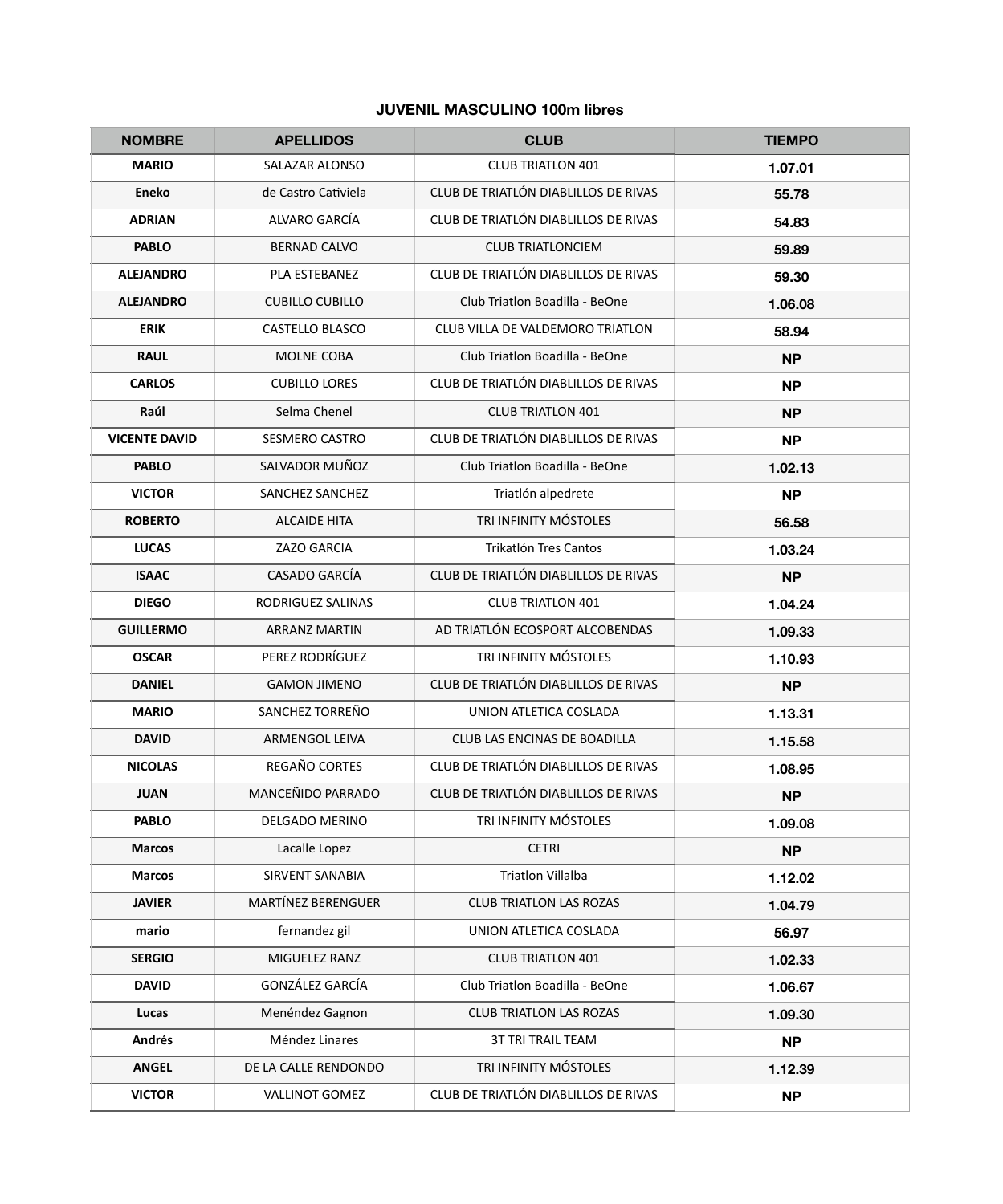### JUVENIL MASCULINO 100m libres

| NOMBRE | APELLIDOS | CLUB | TIEMPO |
|---|---|---|---|
| MARIO | SALAZAR ALONSO | CLUB TRIATLON 401 | 1.07.01 |
| Eneko | de Castro Cativiela | CLUB DE TRIATLÓN DIABLILLOS DE RIVAS | 55.78 |
| ADRIAN | ALVARO GARCÍA | CLUB DE TRIATLÓN DIABLILLOS DE RIVAS | 54.83 |
| PABLO | BERNAD CALVO | CLUB TRIATLONCIEM | 59.89 |
| ALEJANDRO | PLA ESTEBANEZ | CLUB DE TRIATLÓN DIABLILLOS DE RIVAS | 59.30 |
| ALEJANDRO | CUBILLO CUBILLO | Club Triatlon Boadilla - BeOne | 1.06.08 |
| ERIK | CASTELLO BLASCO | CLUB VILLA DE VALDEMORO TRIATLON | 58.94 |
| RAUL | MOLNE COBA | Club Triatlon Boadilla - BeOne | NP |
| CARLOS | CUBILLO LORES | CLUB DE TRIATLÓN DIABLILLOS DE RIVAS | NP |
| Raúl | Selma Chenel | CLUB TRIATLON 401 | NP |
| VICENTE DAVID | SESMERO CASTRO | CLUB DE TRIATLÓN DIABLILLOS DE RIVAS | NP |
| PABLO | SALVADOR MUÑOZ | Club Triatlon Boadilla - BeOne | 1.02.13 |
| VICTOR | SANCHEZ SANCHEZ | Triatlón alpedrete | NP |
| ROBERTO | ALCAIDE HITA | TRI INFINITY MÓSTOLES | 56.58 |
| LUCAS | ZAZO GARCIA | Trikatlón Tres Cantos | 1.03.24 |
| ISAAC | CASADO GARCÍA | CLUB DE TRIATLÓN DIABLILLOS DE RIVAS | NP |
| DIEGO | RODRIGUEZ SALINAS | CLUB TRIATLON 401 | 1.04.24 |
| GUILLERMO | ARRANZ MARTIN | AD TRIATLÓN ECOSPORT ALCOBENDAS | 1.09.33 |
| OSCAR | PEREZ RODRÍGUEZ | TRI INFINITY MÓSTOLES | 1.10.93 |
| DANIEL | GAMON JIMENO | CLUB DE TRIATLÓN DIABLILLOS DE RIVAS | NP |
| MARIO | SANCHEZ TORREÑO | UNION ATLETICA COSLADA | 1.13.31 |
| DAVID | ARMENGOL LEIVA | CLUB LAS ENCINAS DE BOADILLA | 1.15.58 |
| NICOLAS | REGAÑO CORTES | CLUB DE TRIATLÓN DIABLILLOS DE RIVAS | 1.08.95 |
| JUAN | MANCEÑIDO PARRADO | CLUB DE TRIATLÓN DIABLILLOS DE RIVAS | NP |
| PABLO | DELGADO MERINO | TRI INFINITY MÓSTOLES | 1.09.08 |
| Marcos | Lacalle Lopez | CETRI | NP |
| Marcos | SIRVENT SANABIA | Triatlon Villalba | 1.12.02 |
| JAVIER | MARTÍNEZ BERENGUER | CLUB TRIATLON LAS ROZAS | 1.04.79 |
| mario | fernandez gil | UNION ATLETICA COSLADA | 56.97 |
| SERGIO | MIGUELEZ RANZ | CLUB TRIATLON 401 | 1.02.33 |
| DAVID | GONZÁLEZ GARCÍA | Club Triatlon Boadilla - BeOne | 1.06.67 |
| Lucas | Menéndez Gagnon | CLUB TRIATLON LAS ROZAS | 1.09.30 |
| Andrés | Méndez Linares | 3T TRI TRAIL TEAM | NP |
| ANGEL | DE LA CALLE RENDONDO | TRI INFINITY MÓSTOLES | 1.12.39 |
| VICTOR | VALLINOT GOMEZ | CLUB DE TRIATLÓN DIABLILLOS DE RIVAS | NP |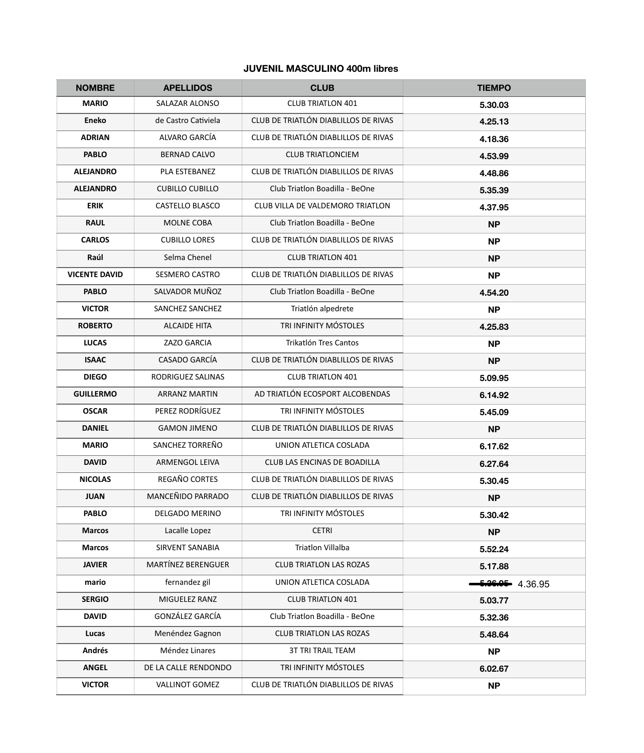### JUVENIL MASCULINO 400m libres

| NOMBRE | APELLIDOS | CLUB | TIEMPO |
|---|---|---|---|
| **MARIO** | SALAZAR ALONSO | CLUB TRIATLON 401 | **5.30.03** |
| **Eneko** | de Castro Cativiela | CLUB DE TRIATLÓN DIABLILLOS DE RIVAS | **4.25.13** |
| **ADRIAN** | ALVARO GARCÍA | CLUB DE TRIATLÓN DIABLILLOS DE RIVAS | **4.18.36** |
| **PABLO** | BERNAD CALVO | CLUB TRIATLONCIEM | **4.53.99** |
| **ALEJANDRO** | PLA ESTEBANEZ | CLUB DE TRIATLÓN DIABLILLOS DE RIVAS | **4.48.86** |
| **ALEJANDRO** | CUBILLO CUBILLO | Club Triatlon Boadilla - BeOne | **5.35.39** |
| **ERIK** | CASTELLO BLASCO | CLUB VILLA DE VALDEMORO TRIATLON | **4.37.95** |
| **RAUL** | MOLNE COBA | Club Triatlon Boadilla - BeOne | **NP** |
| **CARLOS** | CUBILLO LORES | CLUB DE TRIATLÓN DIABLILLOS DE RIVAS | **NP** |
| **Raúl** | Selma Chenel | CLUB TRIATLON 401 | **NP** |
| **VICENTE DAVID** | SESMERO CASTRO | CLUB DE TRIATLÓN DIABLILLOS DE RIVAS | **NP** |
| **PABLO** | SALVADOR MUÑOZ | Club Triatlon Boadilla - BeOne | **4.54.20** |
| **VICTOR** | SANCHEZ SANCHEZ | Triatlón alpedrete | **NP** |
| **ROBERTO** | ALCAIDE HITA | TRI INFINITY MÓSTOLES | **4.25.83** |
| **LUCAS** | ZAZO GARCIA | Trikatlón Tres Cantos | **NP** |
| **ISAAC** | CASADO GARCÍA | CLUB DE TRIATLÓN DIABLILLOS DE RIVAS | **NP** |
| **DIEGO** | RODRIGUEZ SALINAS | CLUB TRIATLON 401 | **5.09.95** |
| **GUILLERMO** | ARRANZ MARTIN | AD TRIATLÓN ECOSPORT ALCOBENDAS | **6.14.92** |
| **OSCAR** | PEREZ RODRÍGUEZ | TRI INFINITY MÓSTOLES | **5.45.09** |
| **DANIEL** | GAMON JIMENO | CLUB DE TRIATLÓN DIABLILLOS DE RIVAS | **NP** |
| **MARIO** | SANCHEZ TORREÑO | UNION ATLETICA COSLADA | **6.17.62** |
| **DAVID** | ARMENGOL LEIVA | CLUB LAS ENCINAS DE BOADILLA | **6.27.64** |
| **NICOLAS** | REGAÑO CORTES | CLUB DE TRIATLÓN DIABLILLOS DE RIVAS | **5.30.45** |
| **JUAN** | MANCEÑIDO PARRADO | CLUB DE TRIATLÓN DIABLILLOS DE RIVAS | **NP** |
| **PABLO** | DELGADO MERINO | TRI INFINITY MÓSTOLES | **5.30.42** |
| **Marcos** | Lacalle Lopez | CETRI | **NP** |
| **Marcos** | SIRVENT SANABIA | Triatlon Villalba | **5.52.24** |
| **JAVIER** | MARTÍNEZ BERENGUER | CLUB TRIATLON LAS ROZAS | **5.17.88** |
| **mario** | fernandez gil | UNION ATLETICA COSLADA | ~~5.36.95~~ 4.36.95 |
| **SERGIO** | MIGUELEZ RANZ | CLUB TRIATLON 401 | **5.03.77** |
| **DAVID** | GONZÁLEZ GARCÍA | Club Triatlon Boadilla - BeOne | **5.32.36** |
| **Lucas** | Menéndez Gagnon | CLUB TRIATLON LAS ROZAS | **5.48.64** |
| **Andrés** | Méndez Linares | 3T TRI TRAIL TEAM | **NP** |
| **ANGEL** | DE LA CALLE RENDONDO | TRI INFINITY MÓSTOLES | **6.02.67** |
| **VICTOR** | VALLINOT GOMEZ | CLUB DE TRIATLÓN DIABLILLOS DE RIVAS | **NP** |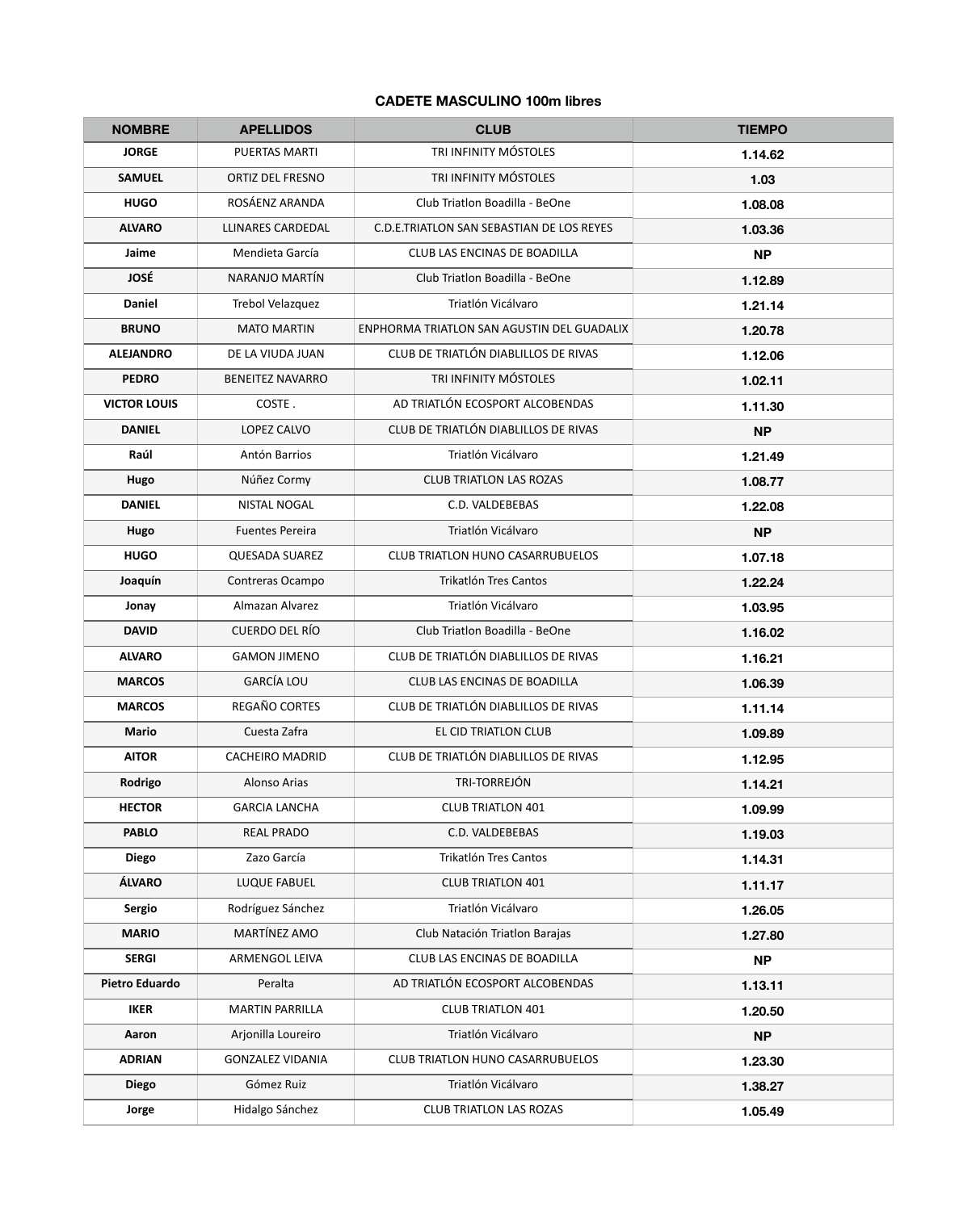### CADETE MASCULINO 100m libres

| NOMBRE | APELLIDOS | CLUB | TIEMPO |
|---|---|---|---|
| JORGE | PUERTAS MARTI | TRI INFINITY MÓSTOLES | 1.14.62 |
| SAMUEL | ORTIZ DEL FRESNO | TRI INFINITY MÓSTOLES | 1.03 |
| HUGO | ROSÁENZ ARANDA | Club Triatlon Boadilla - BeOne | 1.08.08 |
| ALVARO | LLINARES CARDEDAL | C.D.E.TRIATLON SAN SEBASTIAN DE LOS REYES | 1.03.36 |
| Jaime | Mendieta García | CLUB LAS ENCINAS DE BOADILLA | NP |
| JOSÉ | NARANJO MARTÍN | Club Triatlon Boadilla - BeOne | 1.12.89 |
| Daniel | Trebol Velazquez | Triatlón Vicálvaro | 1.21.14 |
| BRUNO | MATO MARTIN | ENPHORMA TRIATLON SAN AGUSTIN DEL GUADALIX | 1.20.78 |
| ALEJANDRO | DE LA VIUDA JUAN | CLUB DE TRIATLÓN DIABLILLOS DE RIVAS | 1.12.06 |
| PEDRO | BENEITEZ NAVARRO | TRI INFINITY MÓSTOLES | 1.02.11 |
| VICTOR LOUIS | COSTE . | AD TRIATLÓN ECOSPORT ALCOBENDAS | 1.11.30 |
| DANIEL | LOPEZ CALVO | CLUB DE TRIATLÓN DIABLILLOS DE RIVAS | NP |
| Raúl | Antón Barrios | Triatlón Vicálvaro | 1.21.49 |
| Hugo | Núñez Cormy | CLUB TRIATLON LAS ROZAS | 1.08.77 |
| DANIEL | NISTAL NOGAL | C.D. VALDEBEBAS | 1.22.08 |
| Hugo | Fuentes Pereira | Triatlón Vicálvaro | NP |
| HUGO | QUESADA SUAREZ | CLUB TRIATLON HUNO CASARRUBUELOS | 1.07.18 |
| Joaquín | Contreras Ocampo | Trikatlón Tres Cantos | 1.22.24 |
| Jonay | Almazan Alvarez | Triatlón Vicálvaro | 1.03.95 |
| DAVID | CUERDO DEL RÍO | Club Triatlon Boadilla - BeOne | 1.16.02 |
| ALVARO | GAMON JIMENO | CLUB DE TRIATLÓN DIABLILLOS DE RIVAS | 1.16.21 |
| MARCOS | GARCÍA LOU | CLUB LAS ENCINAS DE BOADILLA | 1.06.39 |
| MARCOS | REGAÑO CORTES | CLUB DE TRIATLÓN DIABLILLOS DE RIVAS | 1.11.14 |
| Mario | Cuesta Zafra | EL CID TRIATLON CLUB | 1.09.89 |
| AITOR | CACHEIRO MADRID | CLUB DE TRIATLÓN DIABLILLOS DE RIVAS | 1.12.95 |
| Rodrigo | Alonso Arias | TRI-TORREJÓN | 1.14.21 |
| HECTOR | GARCIA LANCHA | CLUB TRIATLON 401 | 1.09.99 |
| PABLO | REAL PRADO | C.D. VALDEBEBAS | 1.19.03 |
| Diego | Zazo García | Trikatlón Tres Cantos | 1.14.31 |
| ÁLVARO | LUQUE FABUEL | CLUB TRIATLON 401 | 1.11.17 |
| Sergio | Rodríguez Sánchez | Triatlón Vicálvaro | 1.26.05 |
| MARIO | MARTÍNEZ AMO | Club Natación Triatlon Barajas | 1.27.80 |
| SERGI | ARMENGOL LEIVA | CLUB LAS ENCINAS DE BOADILLA | NP |
| Pietro Eduardo | Peralta | AD TRIATLÓN ECOSPORT ALCOBENDAS | 1.13.11 |
| IKER | MARTIN PARRILLA | CLUB TRIATLON 401 | 1.20.50 |
| Aaron | Arjonilla Loureiro | Triatlón Vicálvaro | NP |
| ADRIAN | GONZALEZ VIDANIA | CLUB TRIATLON HUNO CASARRUBUELOS | 1.23.30 |
| Diego | Gómez Ruiz | Triatlón Vicálvaro | 1.38.27 |
| Jorge | Hidalgo Sánchez | CLUB TRIATLON LAS ROZAS | 1.05.49 |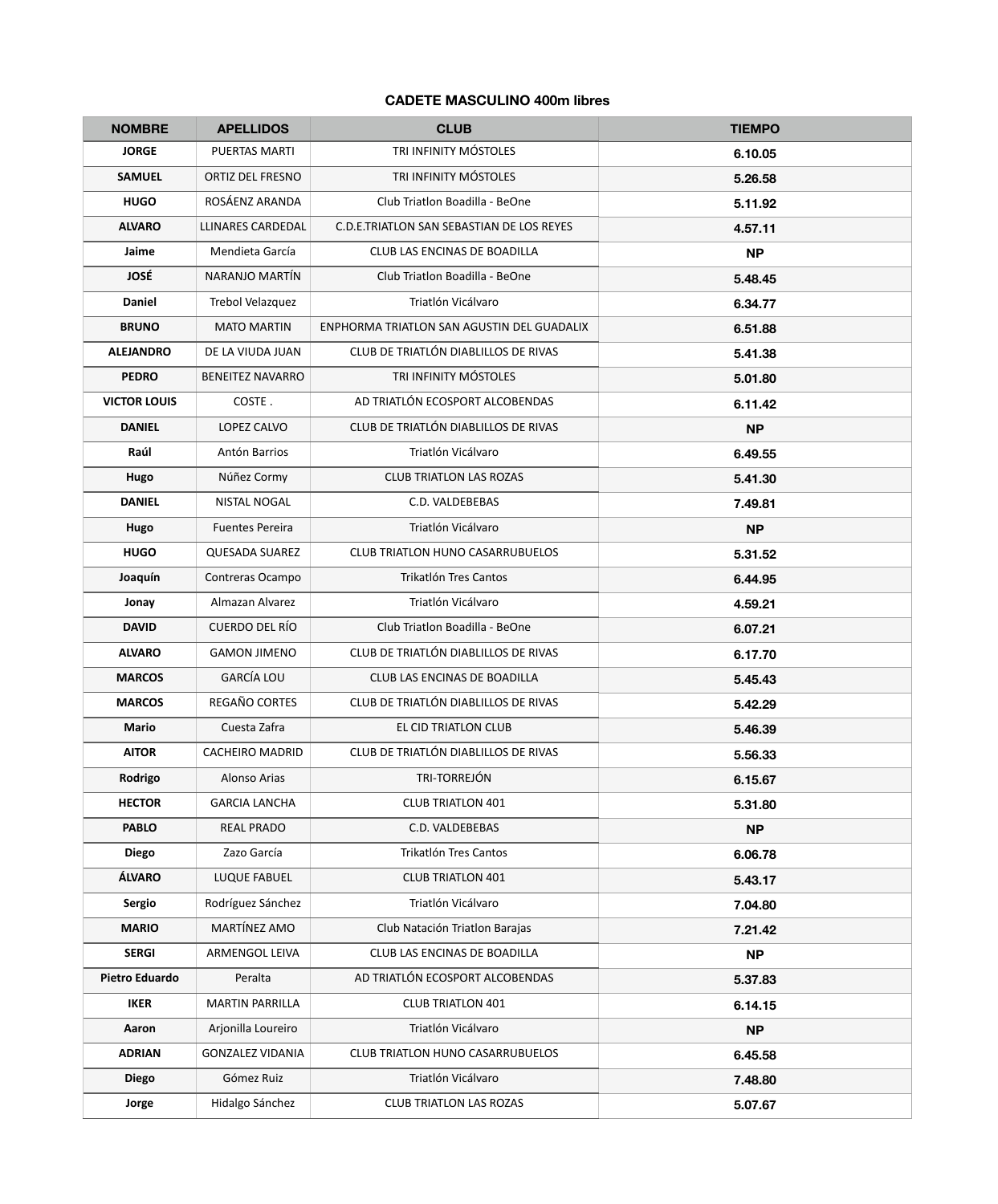### CADETE MASCULINO 400m libres

| NOMBRE | APELLIDOS | CLUB | TIEMPO |
|---|---|---|---|
| JORGE | PUERTAS MARTI | TRI INFINITY MÓSTOLES | 6.10.05 |
| SAMUEL | ORTIZ DEL FRESNO | TRI INFINITY MÓSTOLES | 5.26.58 |
| HUGO | ROSÁENZ ARANDA | Club Triatlon Boadilla - BeOne | 5.11.92 |
| ALVARO | LLINARES CARDEDAL | C.D.E.TRIATLON SAN SEBASTIAN DE LOS REYES | 4.57.11 |
| Jaime | Mendieta García | CLUB LAS ENCINAS DE BOADILLA | NP |
| JOSÉ | NARANJO MARTÍN | Club Triatlon Boadilla - BeOne | 5.48.45 |
| Daniel | Trebol Velazquez | Triatlón Vicálvaro | 6.34.77 |
| BRUNO | MATO MARTIN | ENPHORMA TRIATLON SAN AGUSTIN DEL GUADALIX | 6.51.88 |
| ALEJANDRO | DE LA VIUDA JUAN | CLUB DE TRIATLÓN DIABLILLOS DE RIVAS | 5.41.38 |
| PEDRO | BENEITEZ NAVARRO | TRI INFINITY MÓSTOLES | 5.01.80 |
| VICTOR LOUIS | COSTE . | AD TRIATLÓN ECOSPORT ALCOBENDAS | 6.11.42 |
| DANIEL | LOPEZ CALVO | CLUB DE TRIATLÓN DIABLILLOS DE RIVAS | NP |
| Raúl | Antón Barrios | Triatlón Vicálvaro | 6.49.55 |
| Hugo | Núñez Cormy | CLUB TRIATLON LAS ROZAS | 5.41.30 |
| DANIEL | NISTAL NOGAL | C.D. VALDEBEBAS | 7.49.81 |
| Hugo | Fuentes Pereira | Triatlón Vicálvaro | NP |
| HUGO | QUESADA SUAREZ | CLUB TRIATLON HUNO CASARRUBUELOS | 5.31.52 |
| Joaquín | Contreras Ocampo | Trikatlón Tres Cantos | 6.44.95 |
| Jonay | Almazan Alvarez | Triatlón Vicálvaro | 4.59.21 |
| DAVID | CUERDO DEL RÍO | Club Triatlon Boadilla - BeOne | 6.07.21 |
| ALVARO | GAMON JIMENO | CLUB DE TRIATLÓN DIABLILLOS DE RIVAS | 6.17.70 |
| MARCOS | GARCÍA LOU | CLUB LAS ENCINAS DE BOADILLA | 5.45.43 |
| MARCOS | REGAÑO CORTES | CLUB DE TRIATLÓN DIABLILLOS DE RIVAS | 5.42.29 |
| Mario | Cuesta Zafra | EL CID TRIATLON CLUB | 5.46.39 |
| AITOR | CACHEIRO MADRID | CLUB DE TRIATLÓN DIABLILLOS DE RIVAS | 5.56.33 |
| Rodrigo | Alonso Arias | TRI-TORREJÓN | 6.15.67 |
| HECTOR | GARCIA LANCHA | CLUB TRIATLON 401 | 5.31.80 |
| PABLO | REAL PRADO | C.D. VALDEBEBAS | NP |
| Diego | Zazo García | Trikatlón Tres Cantos | 6.06.78 |
| ÁLVARO | LUQUE FABUEL | CLUB TRIATLON 401 | 5.43.17 |
| Sergio | Rodríguez Sánchez | Triatlón Vicálvaro | 7.04.80 |
| MARIO | MARTÍNEZ AMO | Club Natación Triatlon Barajas | 7.21.42 |
| SERGI | ARMENGOL LEIVA | CLUB LAS ENCINAS DE BOADILLA | NP |
| Pietro Eduardo | Peralta | AD TRIATLÓN ECOSPORT ALCOBENDAS | 5.37.83 |
| IKER | MARTIN PARRILLA | CLUB TRIATLON 401 | 6.14.15 |
| Aaron | Arjonilla Loureiro | Triatlón Vicálvaro | NP |
| ADRIAN | GONZALEZ VIDANIA | CLUB TRIATLON HUNO CASARRUBUELOS | 6.45.58 |
| Diego | Gómez Ruiz | Triatlón Vicálvaro | 7.48.80 |
| Jorge | Hidalgo Sánchez | CLUB TRIATLON LAS ROZAS | 5.07.67 |